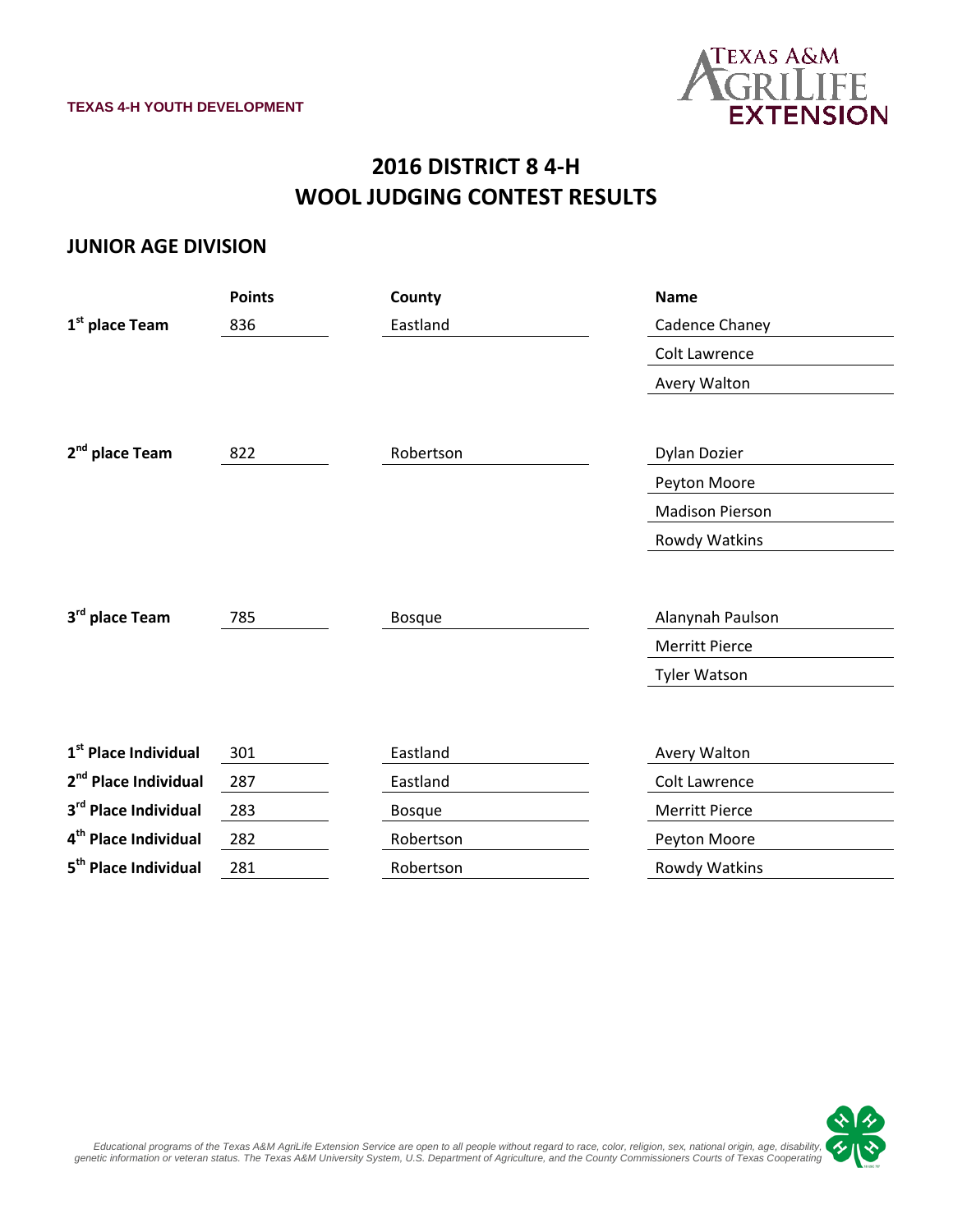TEXAS 4-H YOUTH DEVELOPMENT

# 2016 DISTRICT 8 4-H WOOL JUDGING CONTEST RESULTS

## JUNIOR AGE DIVISION

| | Points | County | Name |
|---|---|---|---|
| 1st place Team | 836 | Eastland | Cadence Chaney |
| | | | Colt Lawrence |
| | | | Avery Walton |
| 2nd place Team | 822 | Robertson | Dylan Dozier |
| | | | Peyton Moore |
| | | | Madison Pierson |
| | | | Rowdy Watkins |
| 3rd place Team | 785 | Bosque | Alanynah Paulson |
| | | | Merritt Pierce |
| | | | Tyler Watson |
| 1st Place Individual | 301 | Eastland | Avery Walton |
| 2nd Place Individual | 287 | Eastland | Colt Lawrence |
| 3rd Place Individual | 283 | Bosque | Merritt Pierce |
| 4th Place Individual | 282 | Robertson | Peyton Moore |
| 5th Place Individual | 281 | Robertson | Rowdy Watkins |

*Educational programs of the Texas A&M AgriLife Extension Service are open to all people without regard to race, color, religion, sex, national origin, age, disability, genetic information or veteran status. The Texas A&M University System, U.S. Department of Agriculture, and the County Commissioners Courts of Texas Cooperating*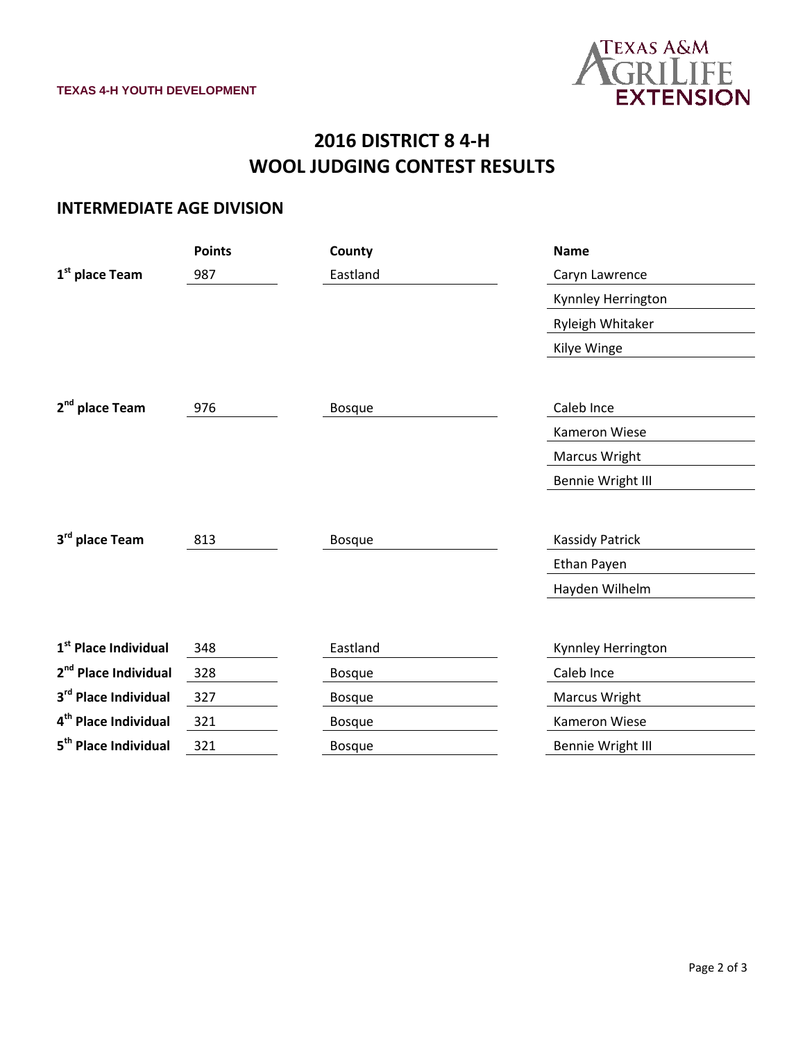TEXAS 4-H YOUTH DEVELOPMENT

# 2016 DISTRICT 8 4-H WOOL JUDGING CONTEST RESULTS

## INTERMEDIATE AGE DIVISION

| | Points | County | Name |
|---|---|---|---|
| 1st place Team | 987 | Eastland | Caryn Lawrence |
| | | | Kynnley Herrington |
| | | | Ryleigh Whitaker |
| | | | Kilye Winge |
| 2nd place Team | 976 | Bosque | Caleb Ince |
| | | | Kameron Wiese |
| | | | Marcus Wright |
| | | | Bennie Wright III |
| 3rd place Team | 813 | Bosque | Kassidy Patrick |
| | | | Ethan Payen |
| | | | Hayden Wilhelm |
| 1st Place Individual | 348 | Eastland | Kynnley Herrington |
| 2nd Place Individual | 328 | Bosque | Caleb Ince |
| 3rd Place Individual | 327 | Bosque | Marcus Wright |
| 4th Place Individual | 321 | Bosque | Kameron Wiese |
| 5th Place Individual | 321 | Bosque | Bennie Wright III |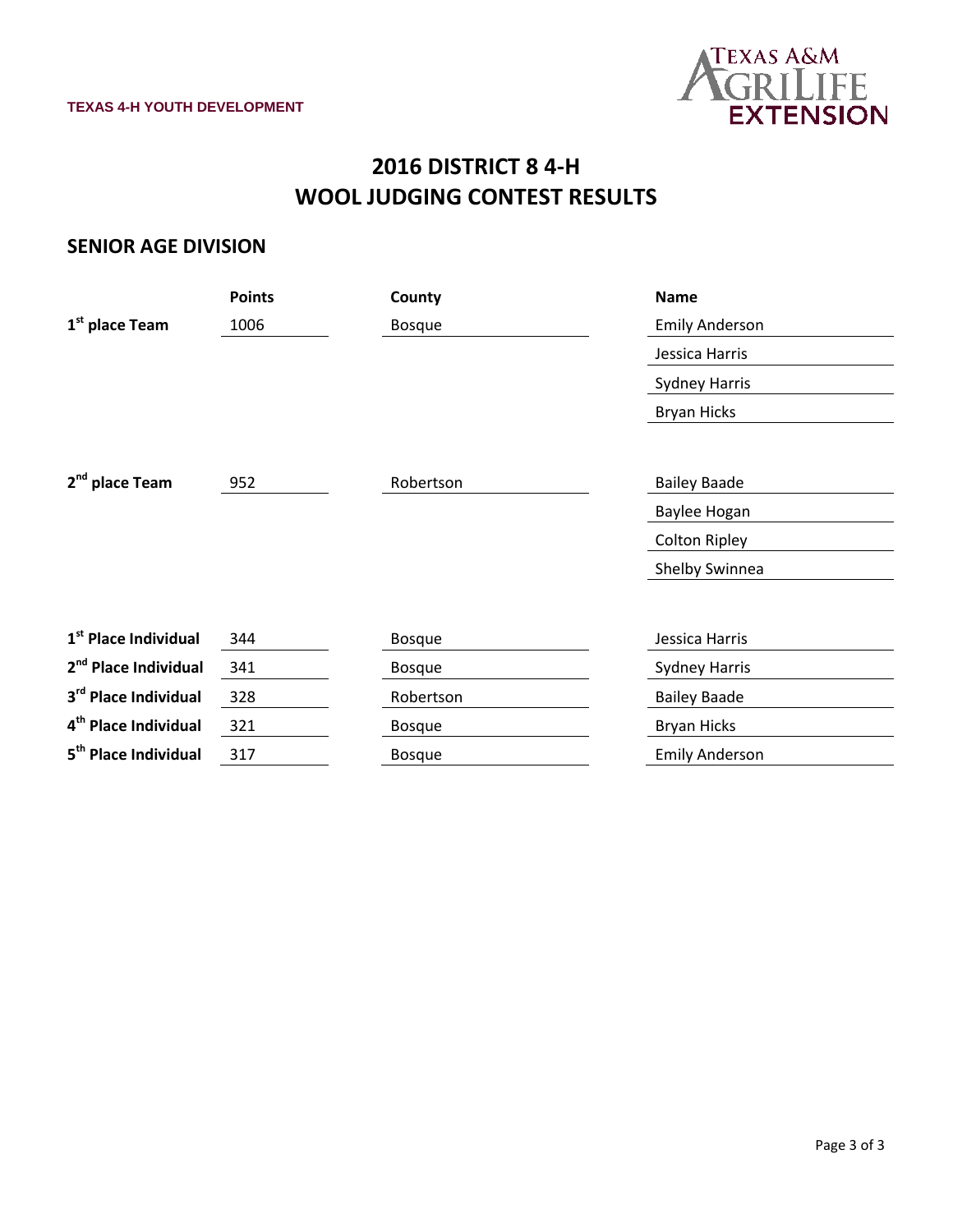TEXAS 4-H YOUTH DEVELOPMENT

# 2016 DISTRICT 8 4-H
# WOOL JUDGING CONTEST RESULTS

## SENIOR AGE DIVISION

| | Points | County | Name |
|---|---|---|---|
| 1st place Team | 1006 | Bosque | Emily Anderson |
| | | | Jessica Harris |
| | | | Sydney Harris |
| | | | Bryan Hicks |
| 2nd place Team | 952 | Robertson | Bailey Baade |
| | | | Baylee Hogan |
| | | | Colton Ripley |
| | | | Shelby Swinnea |
| 1st Place Individual | 344 | Bosque | Jessica Harris |
| 2nd Place Individual | 341 | Bosque | Sydney Harris |
| 3rd Place Individual | 328 | Robertson | Bailey Baade |
| 4th Place Individual | 321 | Bosque | Bryan Hicks |
| 5th Place Individual | 317 | Bosque | Emily Anderson |